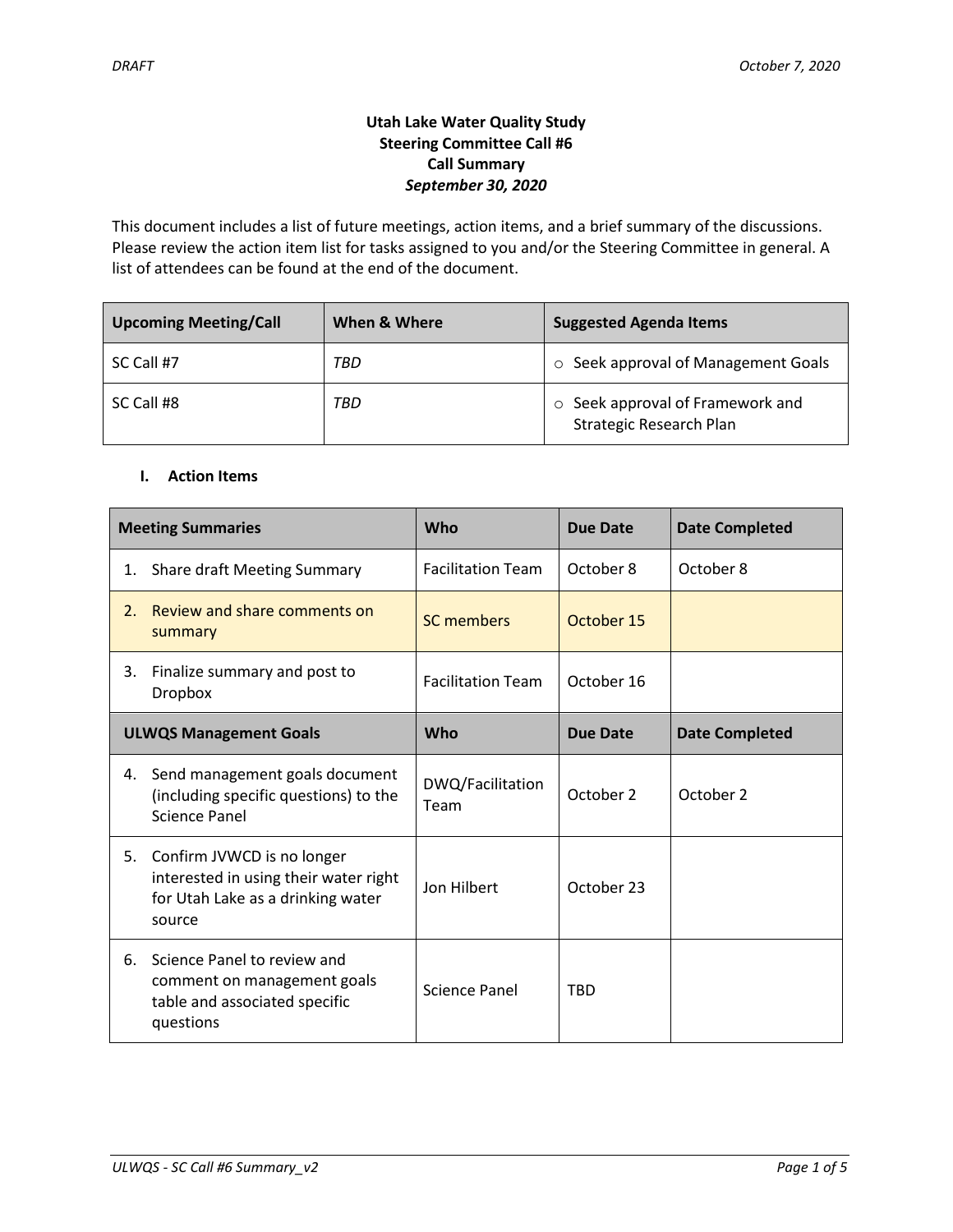**Utah Lake Water Quality Study**
**Steering Committee Call #6**
**Call Summary**
***September 30, 2020***

This document includes a list of future meetings, action items, and a brief summary of the discussions. Please review the action item list for tasks assigned to you and/or the Steering Committee in general. A list of attendees can be found at the end of the document.

| Upcoming Meeting/Call | When & Where | Suggested Agenda Items |
|---|---|---|
| SC Call #7 | *TBD* | ○ Seek approval of Management Goals |
| SC Call #8 | *TBD* | ○ Seek approval of Framework and Strategic Research Plan |

## I. Action Items

| Meeting Summaries | Who | Due Date | Date Completed |
|---|---|---|---|
| 1. Share draft Meeting Summary | Facilitation Team | October 8 | October 8 |
| 2. Review and share comments on summary | SC members | October 15 | |
| 3. Finalize summary and post to Dropbox | Facilitation Team | October 16 | |
| **ULWQS Management Goals** | **Who** | **Due Date** | **Date Completed** |
| 4. Send management goals document (including specific questions) to the Science Panel | DWQ/Facilitation Team | October 2 | October 2 |
| 5. Confirm JVWCD is no longer interested in using their water right for Utah Lake as a drinking water source | Jon Hilbert | October 23 | |
| 6. Science Panel to review and comment on management goals table and associated specific questions | Science Panel | TBD | |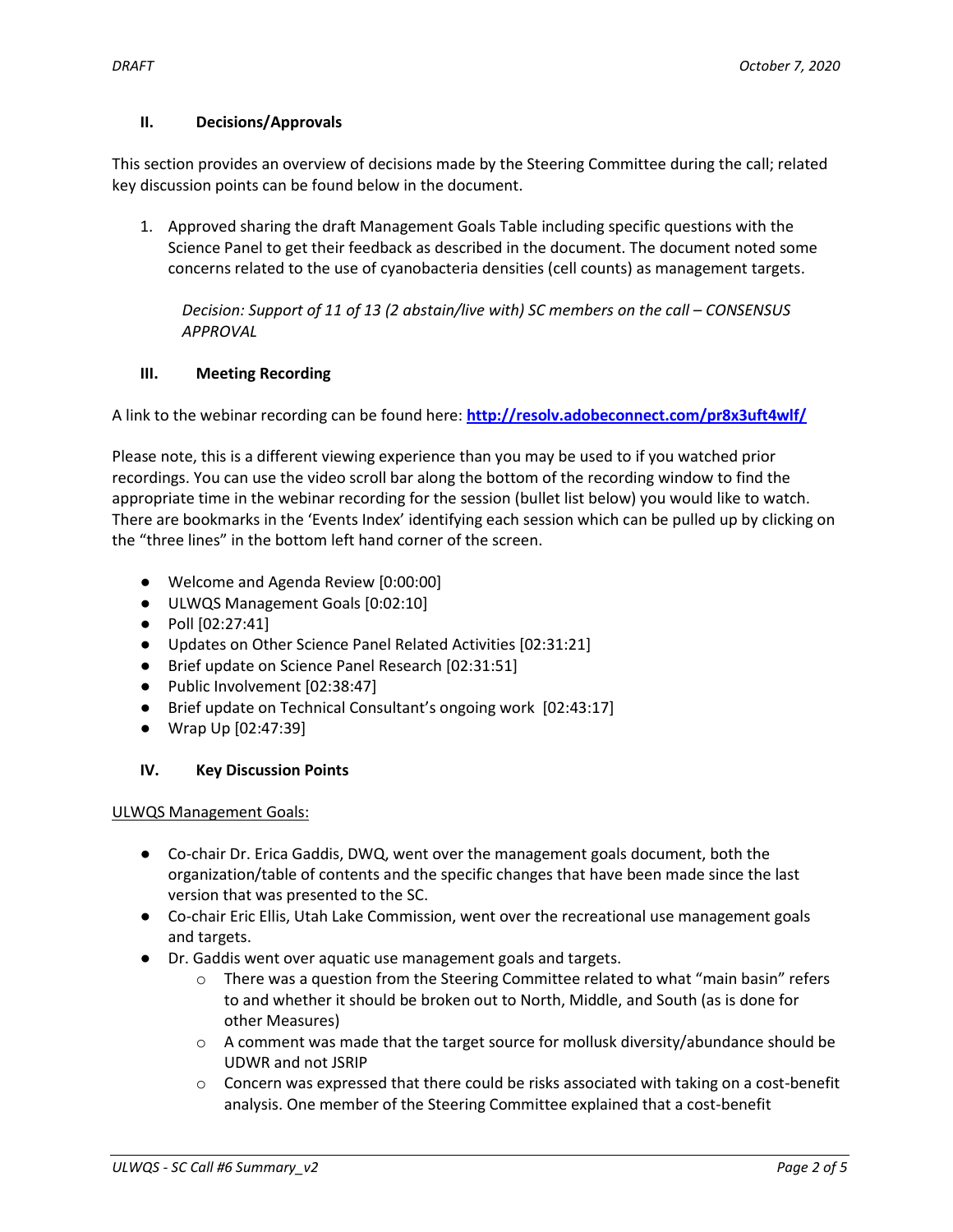## II. Decisions/Approvals

This section provides an overview of decisions made by the Steering Committee during the call; related key discussion points can be found below in the document.

1. Approved sharing the draft Management Goals Table including specific questions with the Science Panel to get their feedback as described in the document. The document noted some concerns related to the use of cyanobacteria densities (cell counts) as management targets.

   *Decision: Support of 11 of 13 (2 abstain/live with) SC members on the call – CONSENSUS APPROVAL*

## III. Meeting Recording

A link to the webinar recording can be found here: **http://resolv.adobeconnect.com/pr8x3uft4wlf/**

Please note, this is a different viewing experience than you may be used to if you watched prior recordings. You can use the video scroll bar along the bottom of the recording window to find the appropriate time in the webinar recording for the session (bullet list below) you would like to watch. There are bookmarks in the 'Events Index' identifying each session which can be pulled up by clicking on the "three lines" in the bottom left hand corner of the screen.

- Welcome and Agenda Review [0:00:00]
- ULWQS Management Goals [0:02:10]
- Poll [02:27:41]
- Updates on Other Science Panel Related Activities [02:31:21]
- Brief update on Science Panel Research [02:31:51]
- Public Involvement [02:38:47]
- Brief update on Technical Consultant's ongoing work [02:43:17]
- Wrap Up [02:47:39]

## IV. Key Discussion Points

ULWQS Management Goals:

- Co-chair Dr. Erica Gaddis, DWQ, went over the management goals document, both the organization/table of contents and the specific changes that have been made since the last version that was presented to the SC.
- Co-chair Eric Ellis, Utah Lake Commission, went over the recreational use management goals and targets.
- Dr. Gaddis went over aquatic use management goals and targets.
  - There was a question from the Steering Committee related to what "main basin" refers to and whether it should be broken out to North, Middle, and South (as is done for other Measures)
  - A comment was made that the target source for mollusk diversity/abundance should be UDWR and not JSRIP
  - Concern was expressed that there could be risks associated with taking on a cost-benefit analysis. One member of the Steering Committee explained that a cost-benefit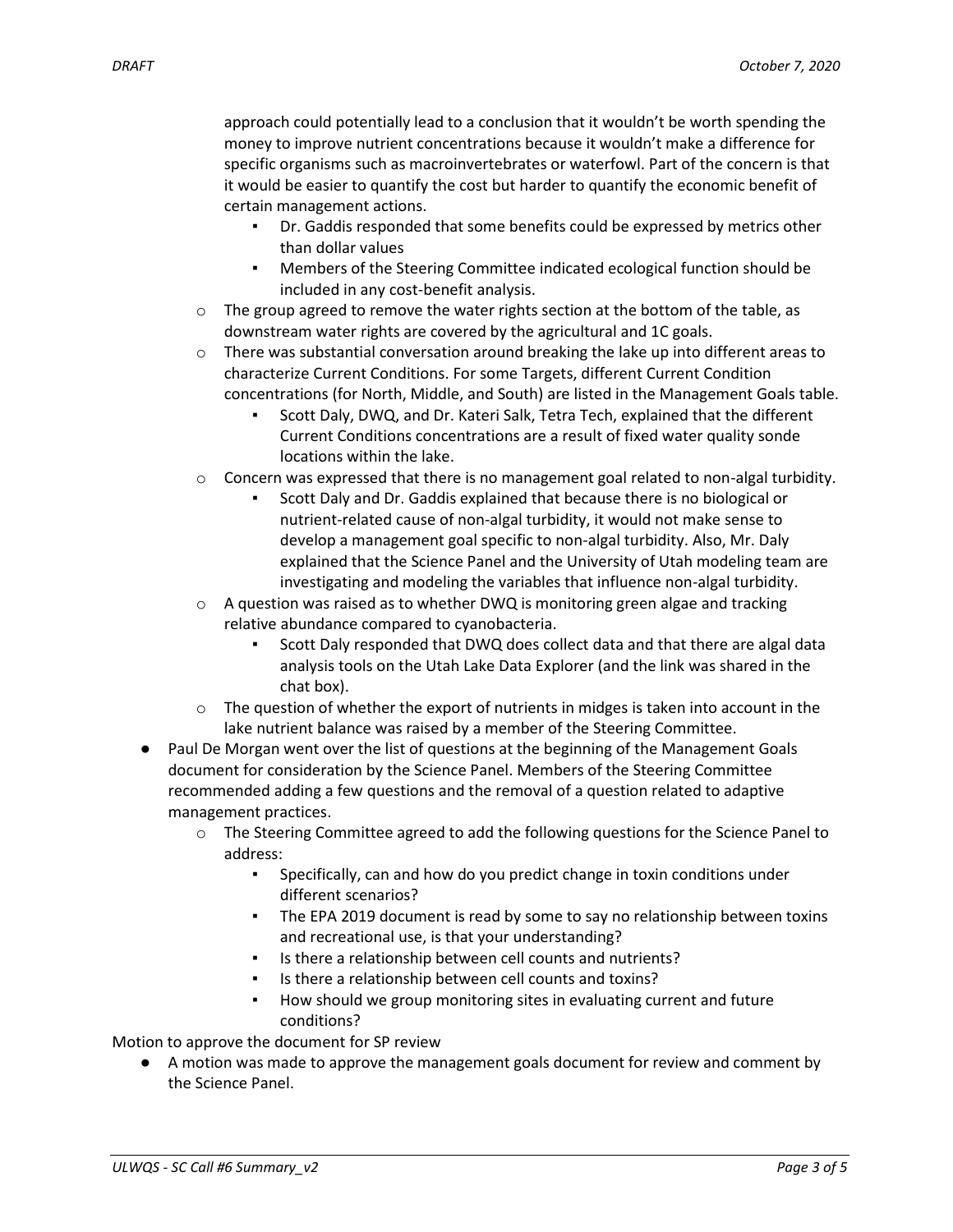approach could potentially lead to a conclusion that it wouldn't be worth spending the money to improve nutrient concentrations because it wouldn't make a difference for specific organisms such as macroinvertebrates or waterfowl. Part of the concern is that it would be easier to quantify the cost but harder to quantify the economic benefit of certain management actions.
        - Dr. Gaddis responded that some benefits could be expressed by metrics other than dollar values
        - Members of the Steering Committee indicated ecological function should be included in any cost-benefit analysis.
    - The group agreed to remove the water rights section at the bottom of the table, as downstream water rights are covered by the agricultural and 1C goals.
    - There was substantial conversation around breaking the lake up into different areas to characterize Current Conditions. For some Targets, different Current Condition concentrations (for North, Middle, and South) are listed in the Management Goals table.
        - Scott Daly, DWQ, and Dr. Kateri Salk, Tetra Tech, explained that the different Current Conditions concentrations are a result of fixed water quality sonde locations within the lake.
    - Concern was expressed that there is no management goal related to non-algal turbidity.
        - Scott Daly and Dr. Gaddis explained that because there is no biological or nutrient-related cause of non-algal turbidity, it would not make sense to develop a management goal specific to non-algal turbidity. Also, Mr. Daly explained that the Science Panel and the University of Utah modeling team are investigating and modeling the variables that influence non-algal turbidity.
    - A question was raised as to whether DWQ is monitoring green algae and tracking relative abundance compared to cyanobacteria.
        - Scott Daly responded that DWQ does collect data and that there are algal data analysis tools on the Utah Lake Data Explorer (and the link was shared in the chat box).
    - The question of whether the export of nutrients in midges is taken into account in the lake nutrient balance was raised by a member of the Steering Committee.
- Paul De Morgan went over the list of questions at the beginning of the Management Goals document for consideration by the Science Panel. Members of the Steering Committee recommended adding a few questions and the removal of a question related to adaptive management practices.
    - The Steering Committee agreed to add the following questions for the Science Panel to address:
        - Specifically, can and how do you predict change in toxin conditions under different scenarios?
        - The EPA 2019 document is read by some to say no relationship between toxins and recreational use, is that your understanding?
        - Is there a relationship between cell counts and nutrients?
        - Is there a relationship between cell counts and toxins?
        - How should we group monitoring sites in evaluating current and future conditions?

Motion to approve the document for SP review

- A motion was made to approve the management goals document for review and comment by the Science Panel.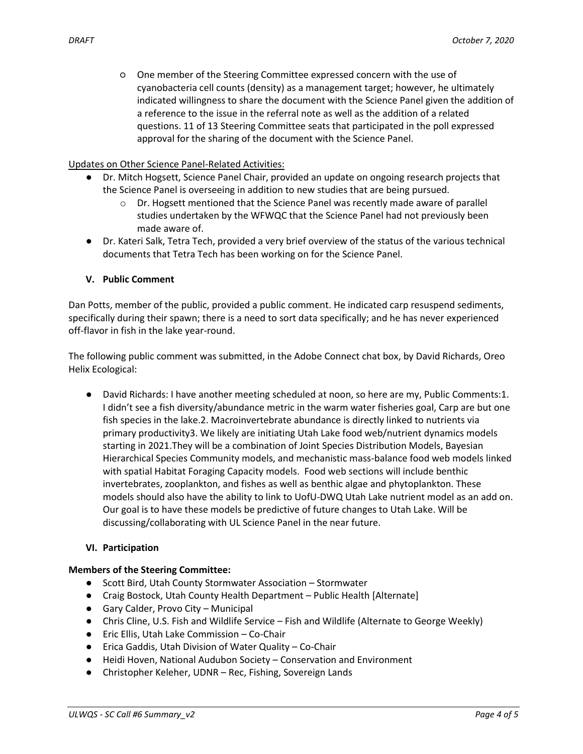- One member of the Steering Committee expressed concern with the use of cyanobacteria cell counts (density) as a management target; however, he ultimately indicated willingness to share the document with the Science Panel given the addition of a reference to the issue in the referral note as well as the addition of a related questions. 11 of 13 Steering Committee seats that participated in the poll expressed approval for the sharing of the document with the Science Panel.

Updates on Other Science Panel-Related Activities:

- Dr. Mitch Hogsett, Science Panel Chair, provided an update on ongoing research projects that the Science Panel is overseeing in addition to new studies that are being pursued.
  - Dr. Hogsett mentioned that the Science Panel was recently made aware of parallel studies undertaken by the WFWQC that the Science Panel had not previously been made aware of.
- Dr. Kateri Salk, Tetra Tech, provided a very brief overview of the status of the various technical documents that Tetra Tech has been working on for the Science Panel.

## V. Public Comment

Dan Potts, member of the public, provided a public comment. He indicated carp resuspend sediments, specifically during their spawn; there is a need to sort data specifically; and he has never experienced off-flavor in fish in the lake year-round.

The following public comment was submitted, in the Adobe Connect chat box, by David Richards, Oreo Helix Ecological:

- David Richards: I have another meeting scheduled at noon, so here are my, Public Comments:1. I didn't see a fish diversity/abundance metric in the warm water fisheries goal, Carp are but one fish species in the lake.2. Macroinvertebrate abundance is directly linked to nutrients via primary productivity3. We likely are initiating Utah Lake food web/nutrient dynamics models starting in 2021.They will be a combination of Joint Species Distribution Models, Bayesian Hierarchical Species Community models, and mechanistic mass-balance food web models linked with spatial Habitat Foraging Capacity models. Food web sections will include benthic invertebrates, zooplankton, and fishes as well as benthic algae and phytoplankton. These models should also have the ability to link to UofU-DWQ Utah Lake nutrient model as an add on. Our goal is to have these models be predictive of future changes to Utah Lake. Will be discussing/collaborating with UL Science Panel in the near future.

## VI. Participation

**Members of the Steering Committee:**

- Scott Bird, Utah County Stormwater Association – Stormwater
- Craig Bostock, Utah County Health Department – Public Health [Alternate]
- Gary Calder, Provo City – Municipal
- Chris Cline, U.S. Fish and Wildlife Service – Fish and Wildlife (Alternate to George Weekly)
- Eric Ellis, Utah Lake Commission – Co-Chair
- Erica Gaddis, Utah Division of Water Quality – Co-Chair
- Heidi Hoven, National Audubon Society – Conservation and Environment
- Christopher Keleher, UDNR – Rec, Fishing, Sovereign Lands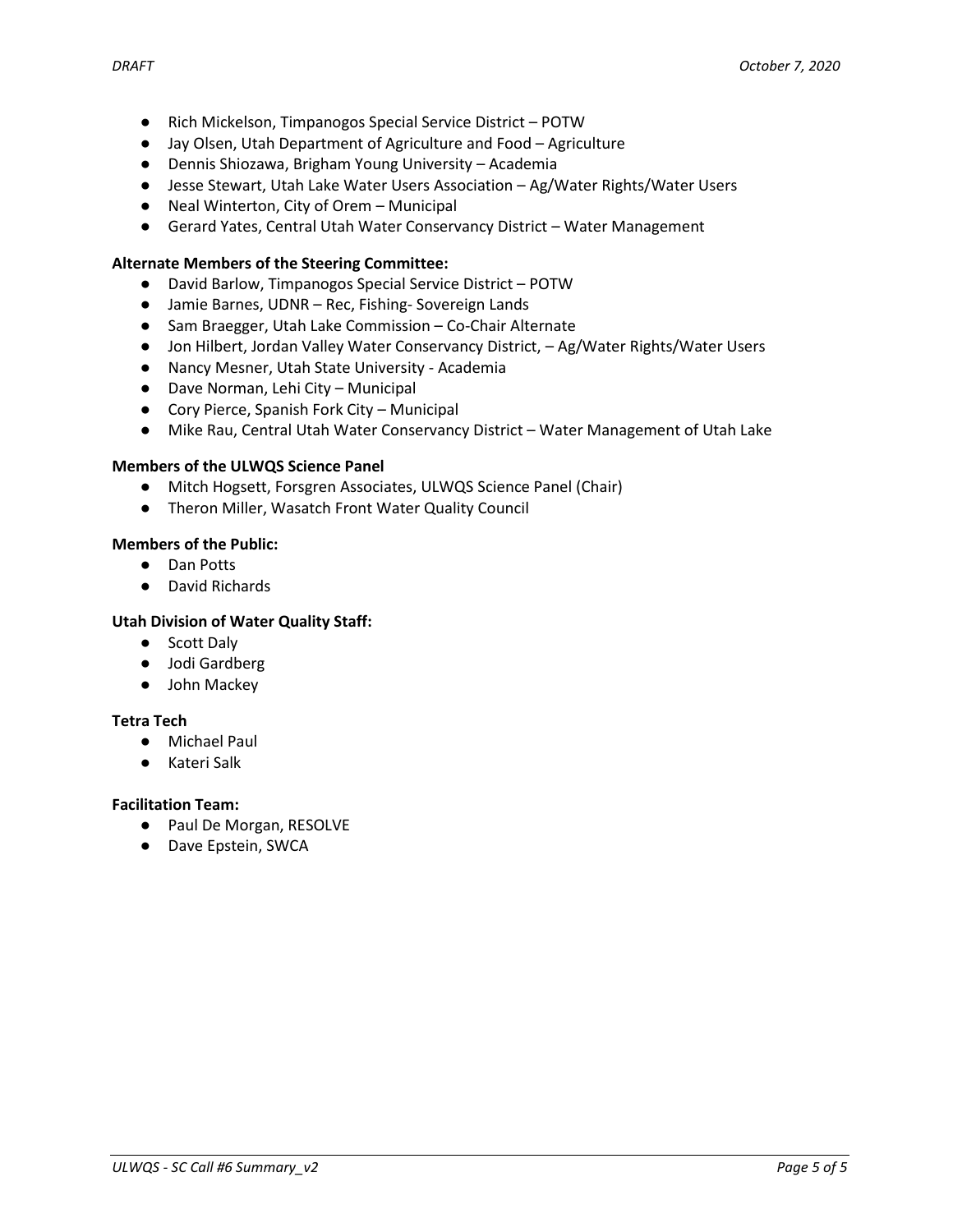- Rich Mickelson, Timpanogos Special Service District – POTW
- Jay Olsen, Utah Department of Agriculture and Food – Agriculture
- Dennis Shiozawa, Brigham Young University – Academia
- Jesse Stewart, Utah Lake Water Users Association – Ag/Water Rights/Water Users
- Neal Winterton, City of Orem – Municipal
- Gerard Yates, Central Utah Water Conservancy District – Water Management

**Alternate Members of the Steering Committee:**

- David Barlow, Timpanogos Special Service District – POTW
- Jamie Barnes, UDNR – Rec, Fishing- Sovereign Lands
- Sam Braegger, Utah Lake Commission – Co-Chair Alternate
- Jon Hilbert, Jordan Valley Water Conservancy District, – Ag/Water Rights/Water Users
- Nancy Mesner, Utah State University - Academia
- Dave Norman, Lehi City – Municipal
- Cory Pierce, Spanish Fork City – Municipal
- Mike Rau, Central Utah Water Conservancy District – Water Management of Utah Lake

**Members of the ULWQS Science Panel**

- Mitch Hogsett, Forsgren Associates, ULWQS Science Panel (Chair)
- Theron Miller, Wasatch Front Water Quality Council

**Members of the Public:**

- Dan Potts
- David Richards

**Utah Division of Water Quality Staff:**

- Scott Daly
- Jodi Gardberg
- John Mackey

**Tetra Tech**

- Michael Paul
- Kateri Salk

**Facilitation Team:**

- Paul De Morgan, RESOLVE
- Dave Epstein, SWCA